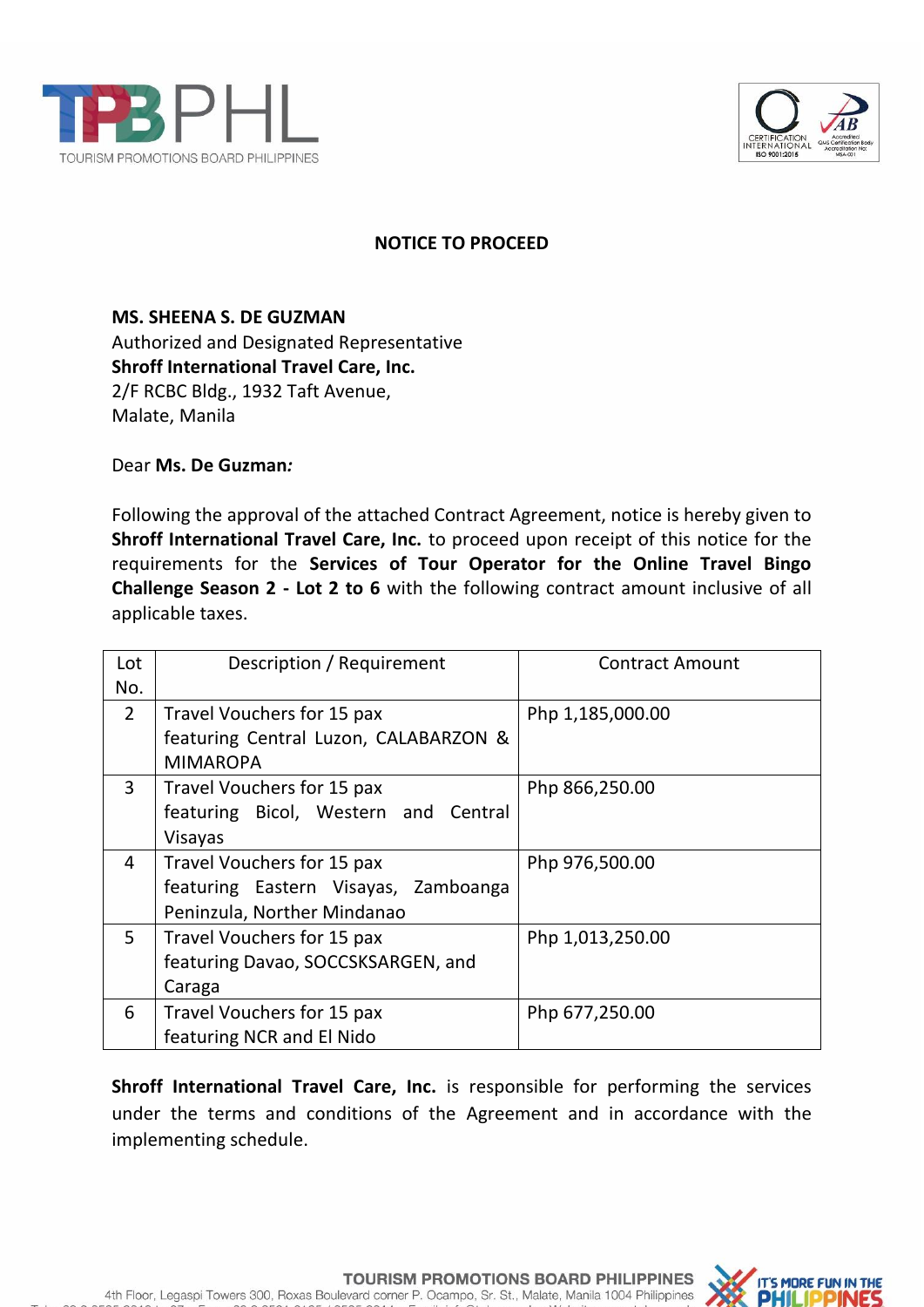## NOTICE TO PROCEED

**MS. SHEENA S. DE GUZMAN**
Authorized and Designated Representative
**Shroff International Travel Care, Inc.**
2/F RCBC Bldg., 1932 Taft Avenue,
Malate, Manila

Dear **Ms. De Guzman***:*

Following the approval of the attached Contract Agreement, notice is hereby given to **Shroff International Travel Care, Inc.** to proceed upon receipt of this notice for the requirements for the **Services of Tour Operator for the Online Travel Bingo Challenge Season 2 - Lot 2 to 6** with the following contract amount inclusive of all applicable taxes.

| Lot No. | Description / Requirement | Contract Amount |
|---|---|---|
| 2 | Travel Vouchers for 15 pax featuring Central Luzon, CALABARZON & MIMAROPA | Php 1,185,000.00 |
| 3 | Travel Vouchers for 15 pax featuring Bicol, Western and Central Visayas | Php 866,250.00 |
| 4 | Travel Vouchers for 15 pax featuring Eastern Visayas, Zamboanga Peninzula, Norther Mindanao | Php 976,500.00 |
| 5 | Travel Vouchers for 15 pax featuring Davao, SOCCSKSARGEN, and Caraga | Php 1,013,250.00 |
| 6 | Travel Vouchers for 15 pax featuring NCR and El Nido | Php 677,250.00 |

**Shroff International Travel Care, Inc.** is responsible for performing the services under the terms and conditions of the Agreement and in accordance with the implementing schedule.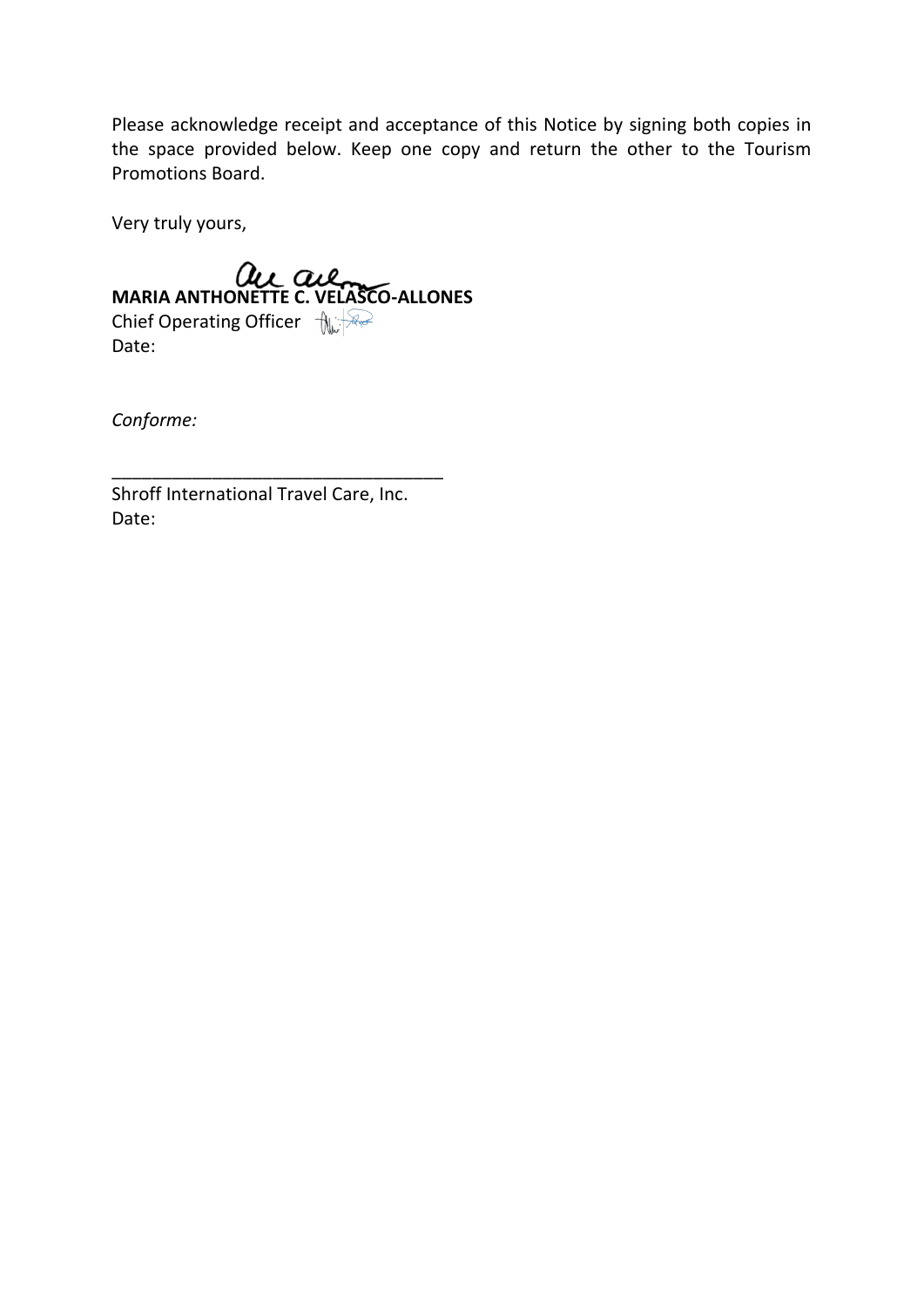Please acknowledge receipt and acceptance of this Notice by signing both copies in the space provided below. Keep one copy and return the other to the Tourism Promotions Board.

Very truly yours,

**MARIA ANTHONETTE C. VELASCO-ALLONES**
Chief Operating Officer
Date:

*Conforme:*

\_\_\_\_\_\_\_\_\_\_\_\_\_\_\_\_\_\_\_\_\_\_\_\_\_\_\_\_\_\_\_\_\_\_
Shroff International Travel Care, Inc.
Date: